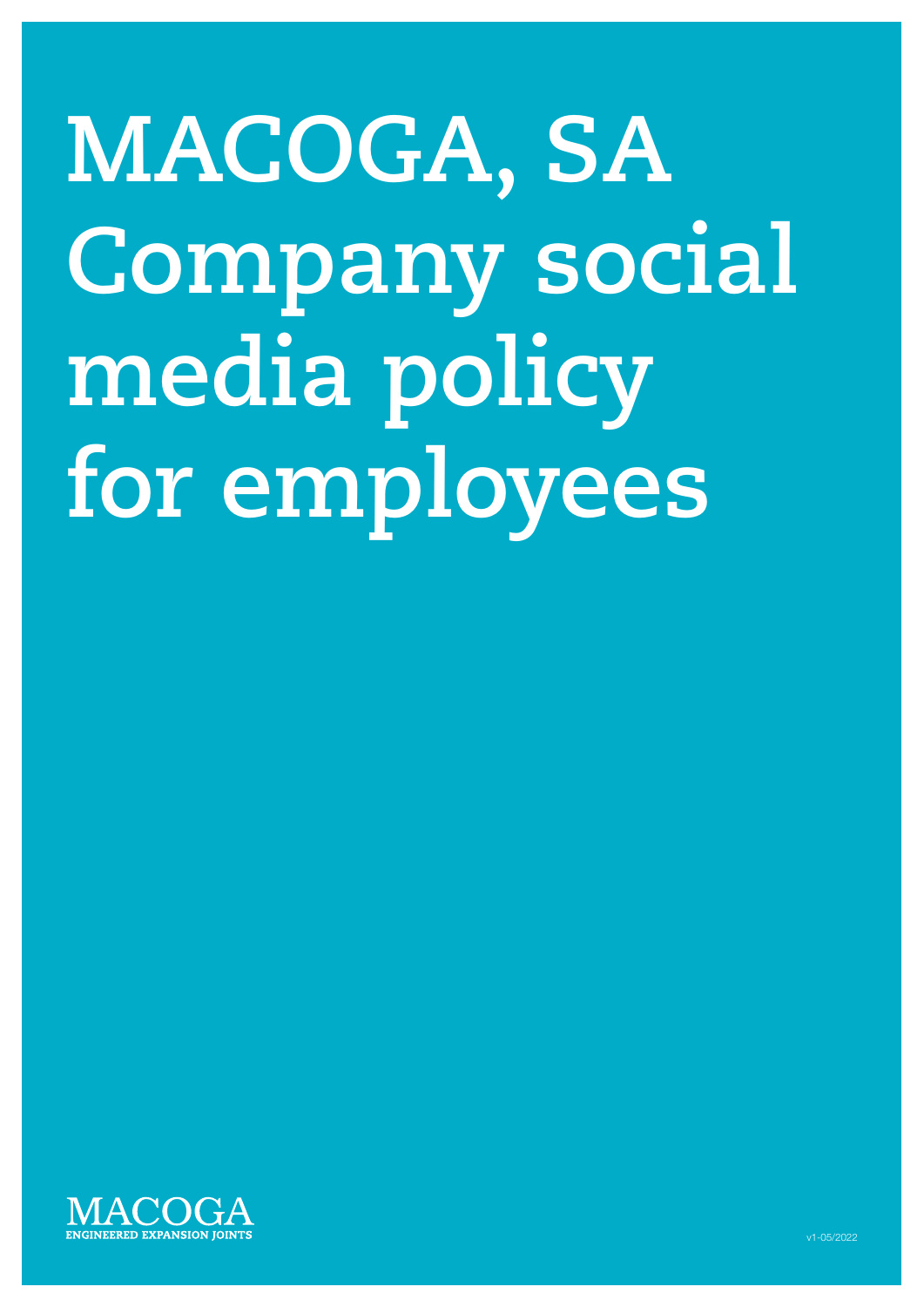# MACOGA, SA Company social media policy for employees

MACOGA
ENGINEERED EXPANSION JOINTS

v1-05/2022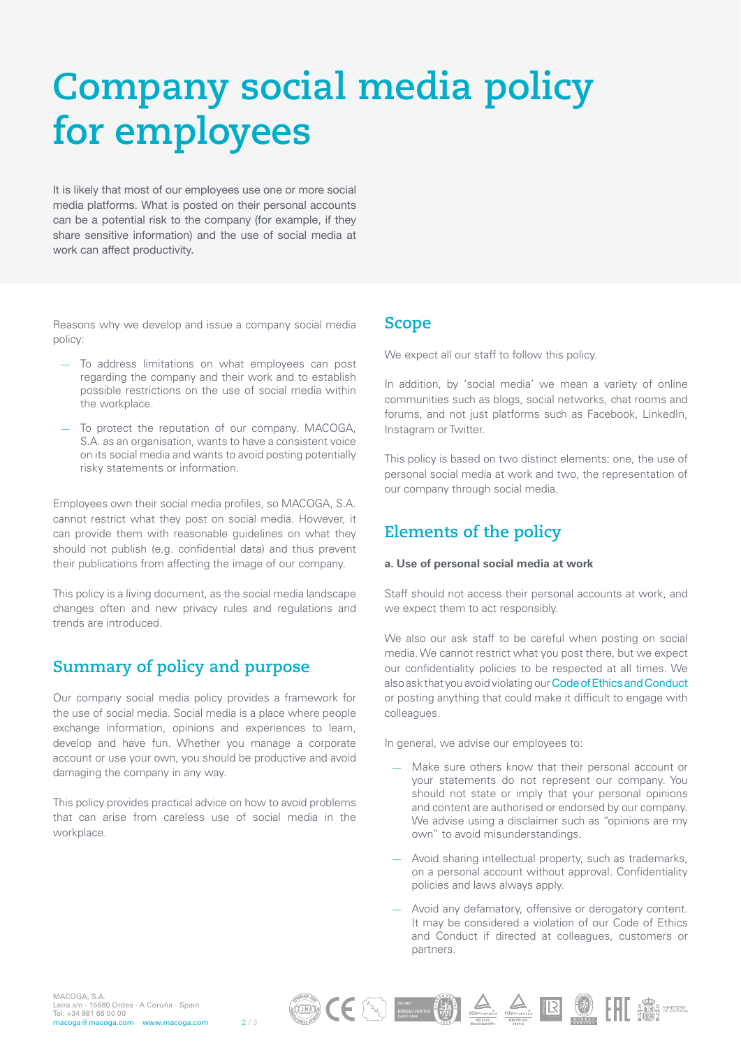# Company social media policy for employees

It is likely that most of our employees use one or more social media platforms. What is posted on their personal accounts can be a potential risk to the company (for example, if they share sensitive information) and the use of social media at work can affect productivity.

Reasons why we develop and issue a company social media policy:

- To address limitations on what employees can post regarding the company and their work and to establish possible restrictions on the use of social media within the workplace.
- To protect the reputation of our company. MACOGA, S.A. as an organisation, wants to have a consistent voice on its social media and wants to avoid posting potentially risky statements or information.

Employees own their social media profiles, so MACOGA, S.A. cannot restrict what they post on social media. However, it can provide them with reasonable guidelines on what they should not publish (e.g. confidential data) and thus prevent their publications from affecting the image of our company.

This policy is a living document, as the social media landscape changes often and new privacy rules and regulations and trends are introduced.

## Summary of policy and purpose

Our company social media policy provides a framework for the use of social media. Social media is a place where people exchange information, opinions and experiences to learn, develop and have fun. Whether you manage a corporate account or use your own, you should be productive and avoid damaging the company in any way.

This policy provides practical advice on how to avoid problems that can arise from careless use of social media in the workplace.

## Scope

We expect all our staff to follow this policy.

In addition, by 'social media' we mean a variety of online communities such as blogs, social networks, chat rooms and forums, and not just platforms such as Facebook, LinkedIn, Instagram or Twitter.

This policy is based on two distinct elements: one, the use of personal social media at work and two, the representation of our company through social media.

## Elements of the policy

**a. Use of personal social media at work**

Staff should not access their personal accounts at work, and we expect them to act responsibly.

We also our ask staff to be careful when posting on social media. We cannot restrict what you post there, but we expect our confidentiality policies to be respected at all times. We also ask that you avoid violating our Code of Ethics and Conduct or posting anything that could make it difficult to engage with colleagues.

In general, we advise our employees to:

- Make sure others know that their personal account or your statements do not represent our company. You should not state or imply that your personal opinions and content are authorised or endorsed by our company. We advise using a disclaimer such as "opinions are my own" to avoid misunderstandings.
- Avoid sharing intellectual property, such as trademarks, on a personal account without approval. Confidentiality policies and laws always apply.
- Avoid any defamatory, offensive or derogatory content. It may be considered a violation of our Code of Ethics and Conduct if directed at colleagues, customers or partners.

MACOGA, S.A.
Leira s/n - 15680 Ordes - A Coruña - Spain
Tel: +34 981 68 00 00
macoga@macoga.com www.macoga.com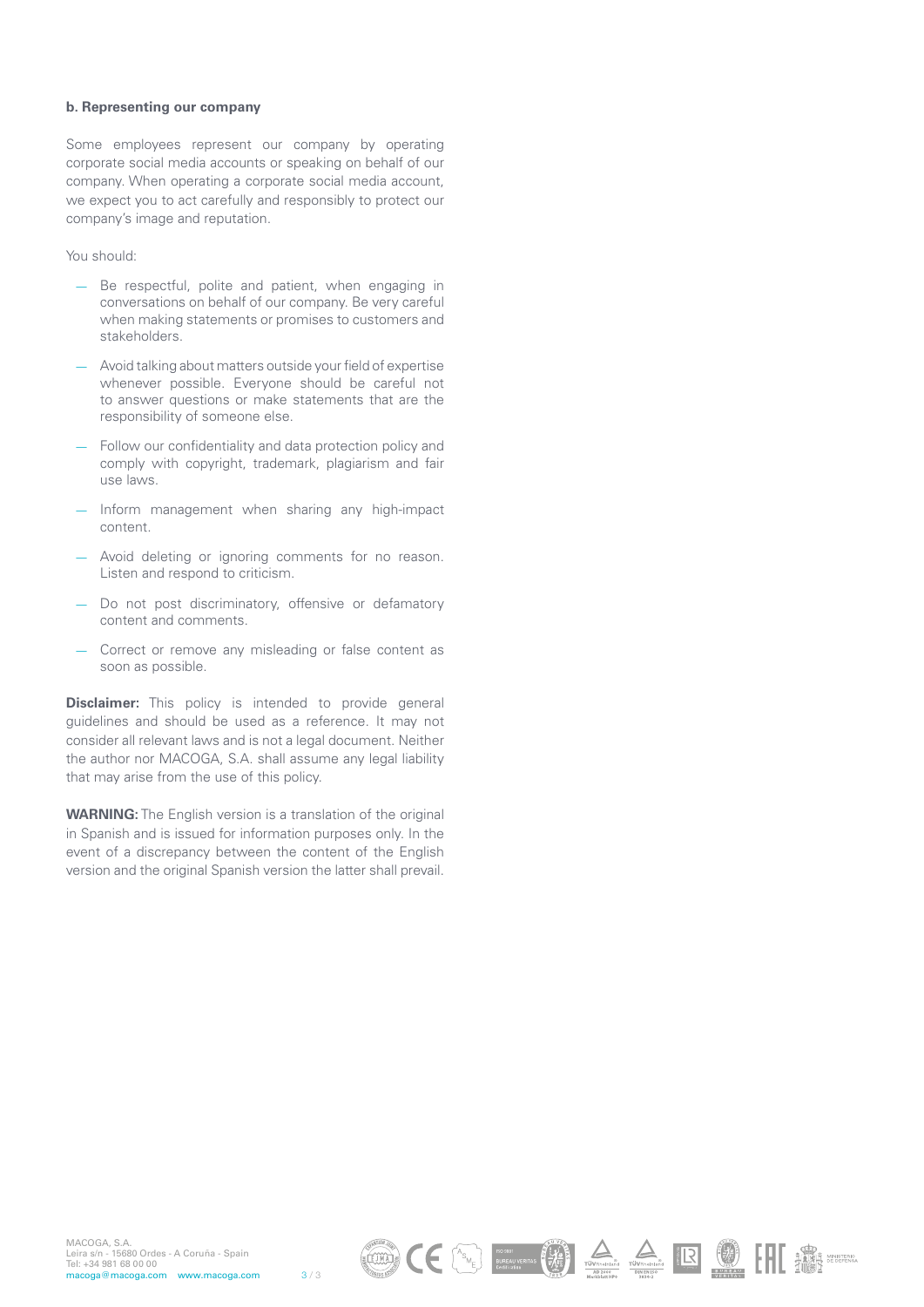**b. Representing our company**

Some employees represent our company by operating corporate social media accounts or speaking on behalf of our company. When operating a corporate social media account, we expect you to act carefully and responsibly to protect our company's image and reputation.

You should:

- Be respectful, polite and patient, when engaging in conversations on behalf of our company. Be very careful when making statements or promises to customers and stakeholders.
- Avoid talking about matters outside your field of expertise whenever possible. Everyone should be careful not to answer questions or make statements that are the responsibility of someone else.
- Follow our confidentiality and data protection policy and comply with copyright, trademark, plagiarism and fair use laws.
- Inform management when sharing any high-impact content.
- Avoid deleting or ignoring comments for no reason. Listen and respond to criticism.
- Do not post discriminatory, offensive or defamatory content and comments.
- Correct or remove any misleading or false content as soon as possible.

**Disclaimer:** This policy is intended to provide general guidelines and should be used as a reference. It may not consider all relevant laws and is not a legal document. Neither the author nor MACOGA, S.A. shall assume any legal liability that may arise from the use of this policy.

**WARNING:** The English version is a translation of the original in Spanish and is issued for information purposes only. In the event of a discrepancy between the content of the English version and the original Spanish version the latter shall prevail.

MACOGA, S.A.
Leira s/n - 15680 Ordes - A Coruña - Spain
Tel: +34 981 68 00 00
macoga@macoga.com www.macoga.com